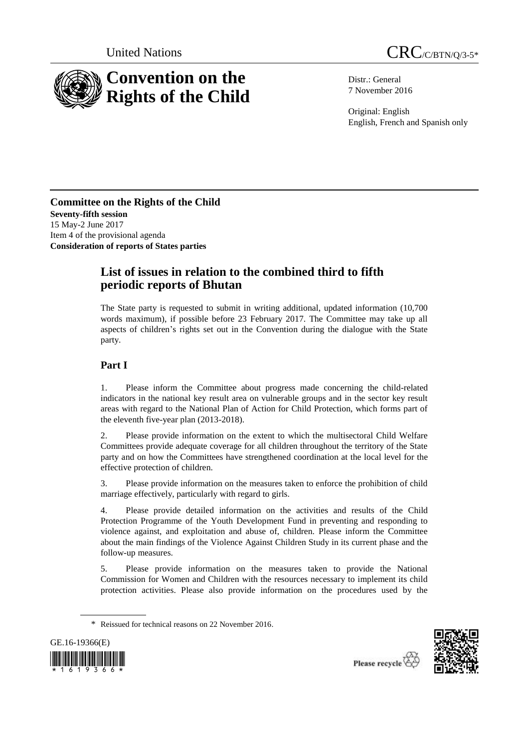United Nations

# CRC/C/BTN/Q/3-5*

# Convention on the Rights of the Child

Distr.: General
7 November 2016

Original: English
English, French and Spanish only

**Committee on the Rights of the Child**
**Seventy-fifth session**
15 May-2 June 2017
Item 4 of the provisional agenda
**Consideration of reports of States parties**

## List of issues in relation to the combined third to fifth periodic reports of Bhutan

The State party is requested to submit in writing additional, updated information (10,700 words maximum), if possible before 23 February 2017. The Committee may take up all aspects of children's rights set out in the Convention during the dialogue with the State party.

## Part I

1. Please inform the Committee about progress made concerning the child-related indicators in the national key result area on vulnerable groups and in the sector key result areas with regard to the National Plan of Action for Child Protection, which forms part of the eleventh five-year plan (2013-2018).

2. Please provide information on the extent to which the multisectoral Child Welfare Committees provide adequate coverage for all children throughout the territory of the State party and on how the Committees have strengthened coordination at the local level for the effective protection of children.

3. Please provide information on the measures taken to enforce the prohibition of child marriage effectively, particularly with regard to girls.

4. Please provide detailed information on the activities and results of the Child Protection Programme of the Youth Development Fund in preventing and responding to violence against, and exploitation and abuse of, children. Please inform the Committee about the main findings of the Violence Against Children Study in its current phase and the follow-up measures.

5. Please provide information on the measures taken to provide the National Commission for Women and Children with the resources necessary to implement its child protection activities. Please also provide information on the procedures used by the

\* Reissued for technical reasons on 22 November 2016.

GE.16-19366(E)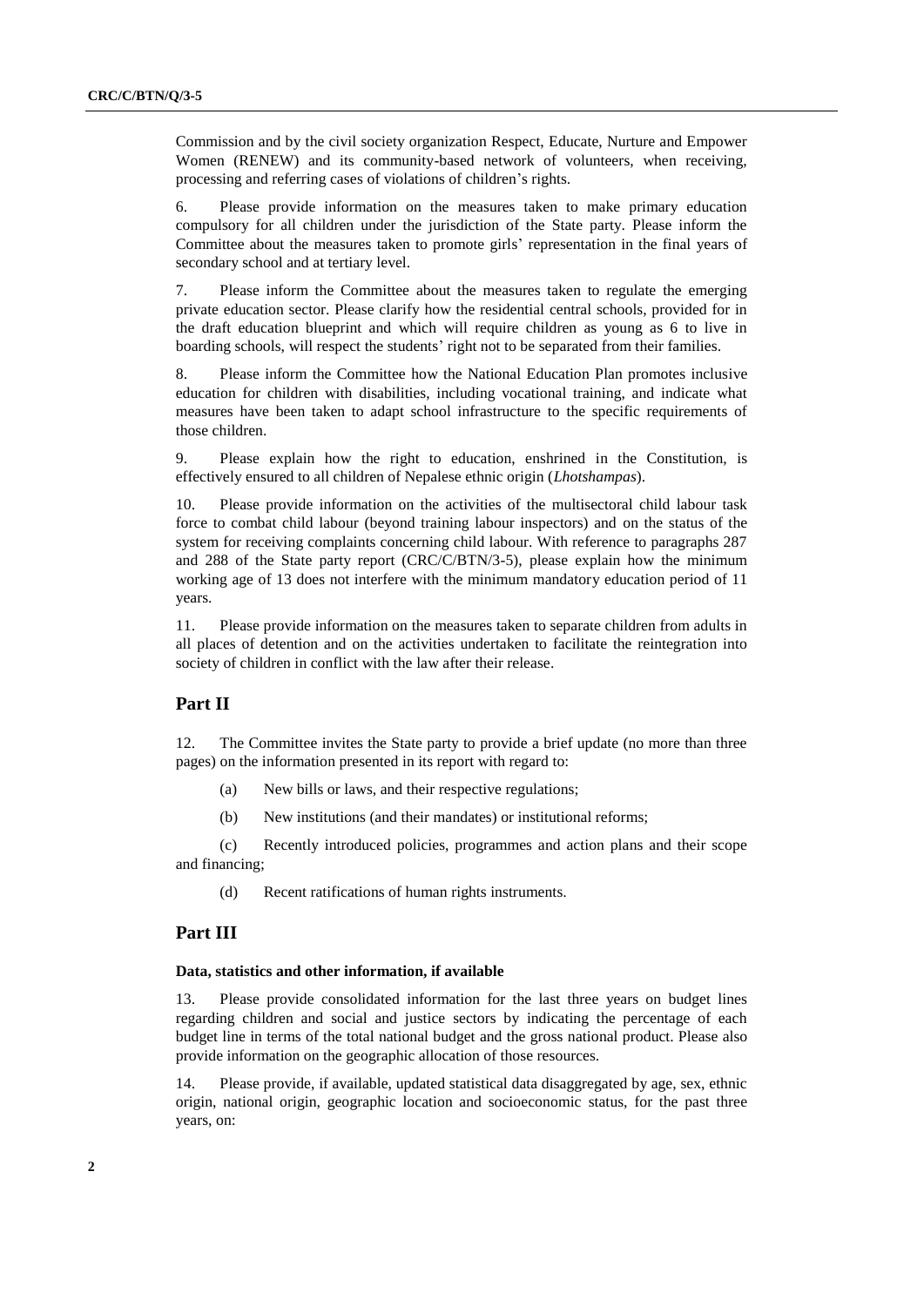Commission and by the civil society organization Respect, Educate, Nurture and Empower Women (RENEW) and its community-based network of volunteers, when receiving, processing and referring cases of violations of children's rights.

6. Please provide information on the measures taken to make primary education compulsory for all children under the jurisdiction of the State party. Please inform the Committee about the measures taken to promote girls' representation in the final years of secondary school and at tertiary level.

7. Please inform the Committee about the measures taken to regulate the emerging private education sector. Please clarify how the residential central schools, provided for in the draft education blueprint and which will require children as young as 6 to live in boarding schools, will respect the students' right not to be separated from their families.

8. Please inform the Committee how the National Education Plan promotes inclusive education for children with disabilities, including vocational training, and indicate what measures have been taken to adapt school infrastructure to the specific requirements of those children.

9. Please explain how the right to education, enshrined in the Constitution, is effectively ensured to all children of Nepalese ethnic origin (*Lhotshampas*).

10. Please provide information on the activities of the multisectoral child labour task force to combat child labour (beyond training labour inspectors) and on the status of the system for receiving complaints concerning child labour. With reference to paragraphs 287 and 288 of the State party report (CRC/C/BTN/3-5), please explain how the minimum working age of 13 does not interfere with the minimum mandatory education period of 11 years.

11. Please provide information on the measures taken to separate children from adults in all places of detention and on the activities undertaken to facilitate the reintegration into society of children in conflict with the law after their release.

## Part II

12. The Committee invites the State party to provide a brief update (no more than three pages) on the information presented in its report with regard to:

(a) New bills or laws, and their respective regulations;

(b) New institutions (and their mandates) or institutional reforms;

(c) Recently introduced policies, programmes and action plans and their scope and financing;

(d) Recent ratifications of human rights instruments.

## Part III

### Data, statistics and other information, if available

13. Please provide consolidated information for the last three years on budget lines regarding children and social and justice sectors by indicating the percentage of each budget line in terms of the total national budget and the gross national product. Please also provide information on the geographic allocation of those resources.

14. Please provide, if available, updated statistical data disaggregated by age, sex, ethnic origin, national origin, geographic location and socioeconomic status, for the past three years, on: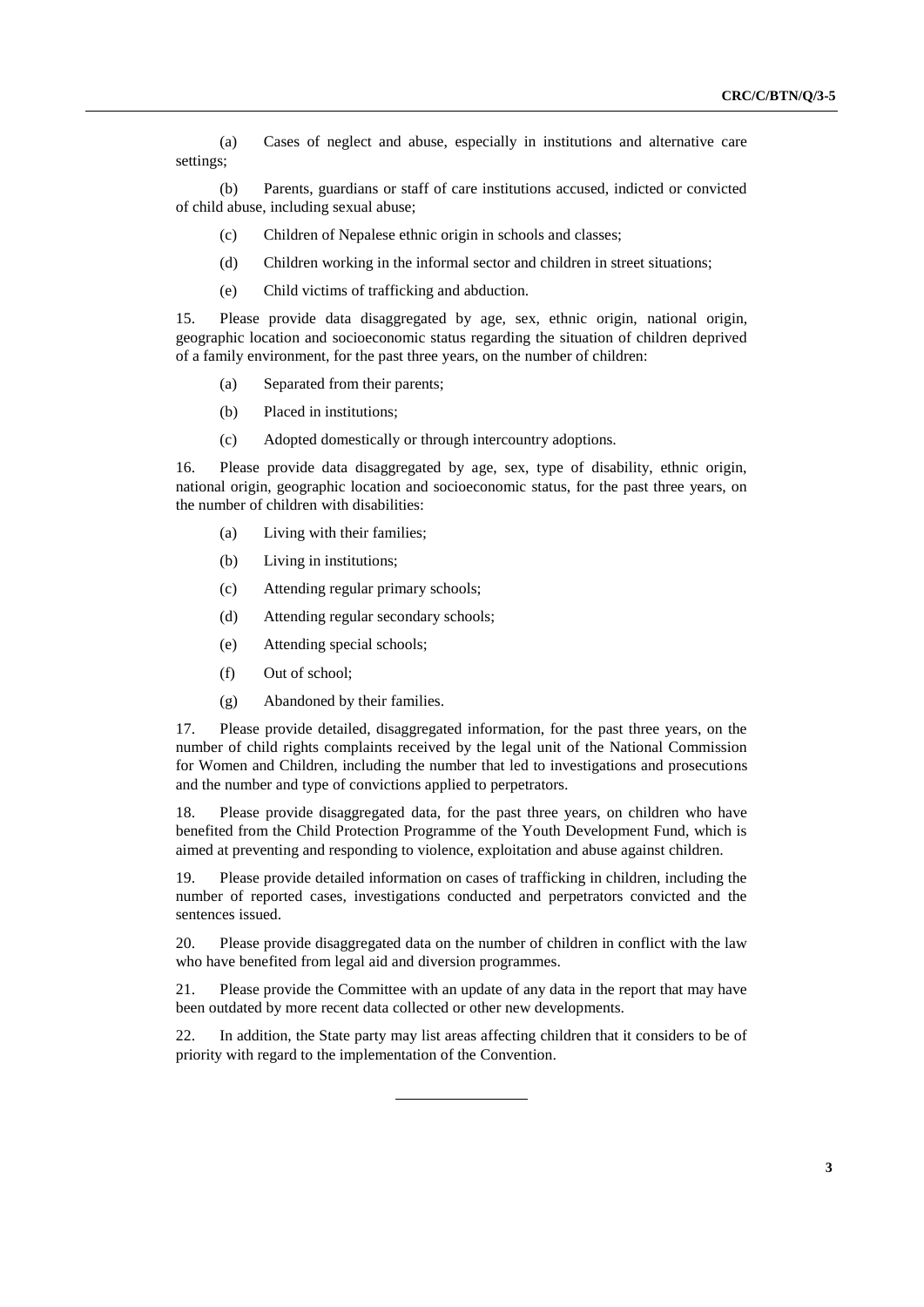(a) Cases of neglect and abuse, especially in institutions and alternative care settings;

(b) Parents, guardians or staff of care institutions accused, indicted or convicted of child abuse, including sexual abuse;

(c) Children of Nepalese ethnic origin in schools and classes;

(d) Children working in the informal sector and children in street situations;

(e) Child victims of trafficking and abduction.

15. Please provide data disaggregated by age, sex, ethnic origin, national origin, geographic location and socioeconomic status regarding the situation of children deprived of a family environment, for the past three years, on the number of children:

(a) Separated from their parents;

(b) Placed in institutions;

(c) Adopted domestically or through intercountry adoptions.

16. Please provide data disaggregated by age, sex, type of disability, ethnic origin, national origin, geographic location and socioeconomic status, for the past three years, on the number of children with disabilities:

(a) Living with their families;

(b) Living in institutions;

(c) Attending regular primary schools;

(d) Attending regular secondary schools;

(e) Attending special schools;

(f) Out of school;

(g) Abandoned by their families.

17. Please provide detailed, disaggregated information, for the past three years, on the number of child rights complaints received by the legal unit of the National Commission for Women and Children, including the number that led to investigations and prosecutions and the number and type of convictions applied to perpetrators.

18. Please provide disaggregated data, for the past three years, on children who have benefited from the Child Protection Programme of the Youth Development Fund, which is aimed at preventing and responding to violence, exploitation and abuse against children.

19. Please provide detailed information on cases of trafficking in children, including the number of reported cases, investigations conducted and perpetrators convicted and the sentences issued.

20. Please provide disaggregated data on the number of children in conflict with the law who have benefited from legal aid and diversion programmes.

21. Please provide the Committee with an update of any data in the report that may have been outdated by more recent data collected or other new developments.

22. In addition, the State party may list areas affecting children that it considers to be of priority with regard to the implementation of the Convention.